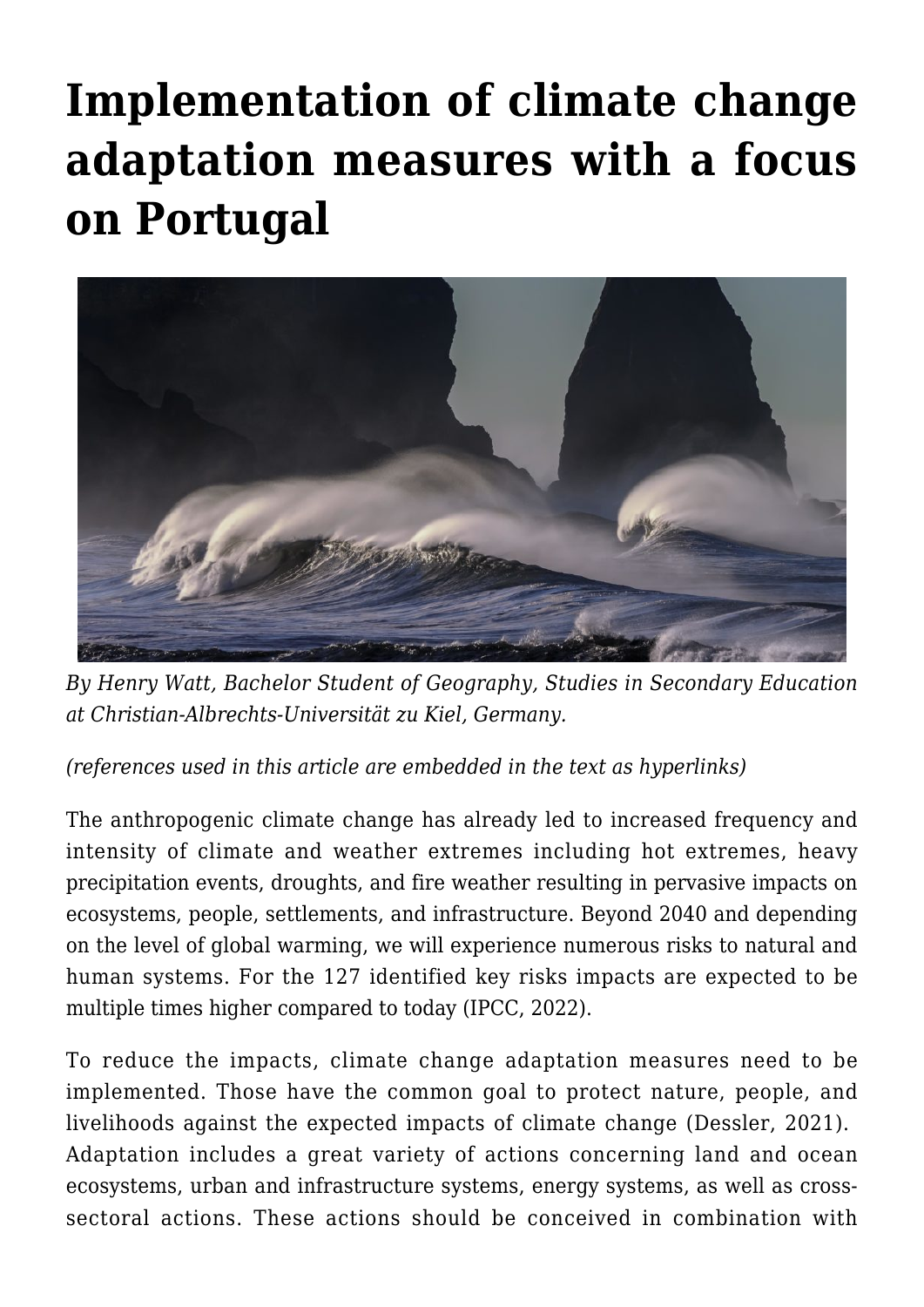# Implementation of climate change adaptation measures with a focus on Portugal

*By Henry Watt, Bachelor Student of Geography, Studies in Secondary Education at Christian-Albrechts-Universität zu Kiel, Germany.*

*(references used in this article are embedded in the text as hyperlinks)*

The anthropogenic climate change has already led to increased frequency and intensity of climate and weather extremes including hot extremes, heavy precipitation events, droughts, and fire weather resulting in pervasive impacts on ecosystems, people, settlements, and infrastructure. Beyond 2040 and depending on the level of global warming, we will experience numerous risks to natural and human systems. For the 127 identified key risks impacts are expected to be multiple times higher compared to today (IPCC, 2022).

To reduce the impacts, climate change adaptation measures need to be implemented. Those have the common goal to protect nature, people, and livelihoods against the expected impacts of climate change (Dessler, 2021). Adaptation includes a great variety of actions concerning land and ocean ecosystems, urban and infrastructure systems, energy systems, as well as cross-sectoral actions. These actions should be conceived in combination with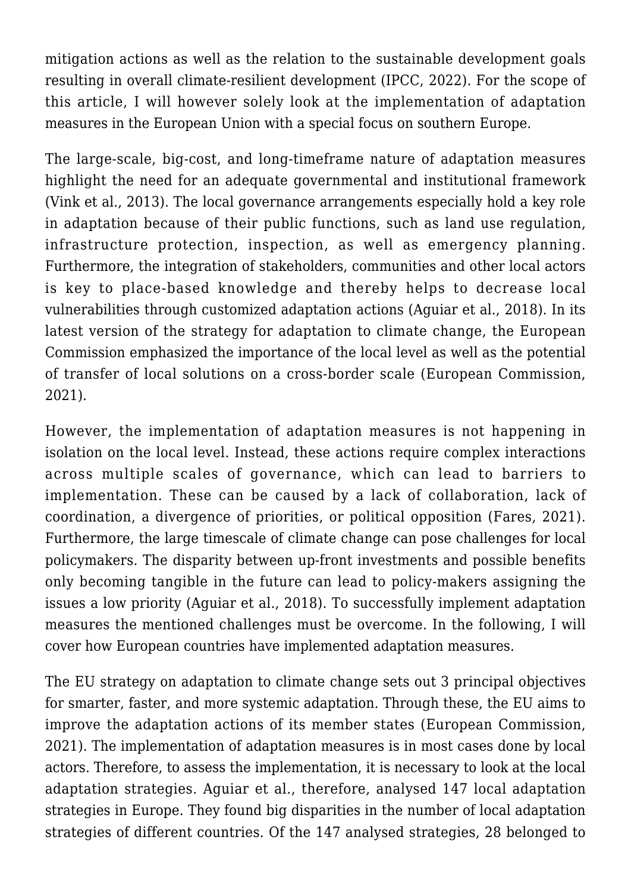mitigation actions as well as the relation to the sustainable development goals resulting in overall climate-resilient development (IPCC, 2022). For the scope of this article, I will however solely look at the implementation of adaptation measures in the European Union with a special focus on southern Europe.

The large-scale, big-cost, and long-timeframe nature of adaptation measures highlight the need for an adequate governmental and institutional framework (Vink et al., 2013). The local governance arrangements especially hold a key role in adaptation because of their public functions, such as land use regulation, infrastructure protection, inspection, as well as emergency planning. Furthermore, the integration of stakeholders, communities and other local actors is key to place-based knowledge and thereby helps to decrease local vulnerabilities through customized adaptation actions (Aguiar et al., 2018). In its latest version of the strategy for adaptation to climate change, the European Commission emphasized the importance of the local level as well as the potential of transfer of local solutions on a cross-border scale (European Commission, 2021).

However, the implementation of adaptation measures is not happening in isolation on the local level. Instead, these actions require complex interactions across multiple scales of governance, which can lead to barriers to implementation. These can be caused by a lack of collaboration, lack of coordination, a divergence of priorities, or political opposition (Fares, 2021). Furthermore, the large timescale of climate change can pose challenges for local policymakers. The disparity between up-front investments and possible benefits only becoming tangible in the future can lead to policy-makers assigning the issues a low priority (Aguiar et al., 2018). To successfully implement adaptation measures the mentioned challenges must be overcome. In the following, I will cover how European countries have implemented adaptation measures.

The EU strategy on adaptation to climate change sets out 3 principal objectives for smarter, faster, and more systemic adaptation. Through these, the EU aims to improve the adaptation actions of its member states (European Commission, 2021). The implementation of adaptation measures is in most cases done by local actors. Therefore, to assess the implementation, it is necessary to look at the local adaptation strategies. Aguiar et al., therefore, analysed 147 local adaptation strategies in Europe. They found big disparities in the number of local adaptation strategies of different countries. Of the 147 analysed strategies, 28 belonged to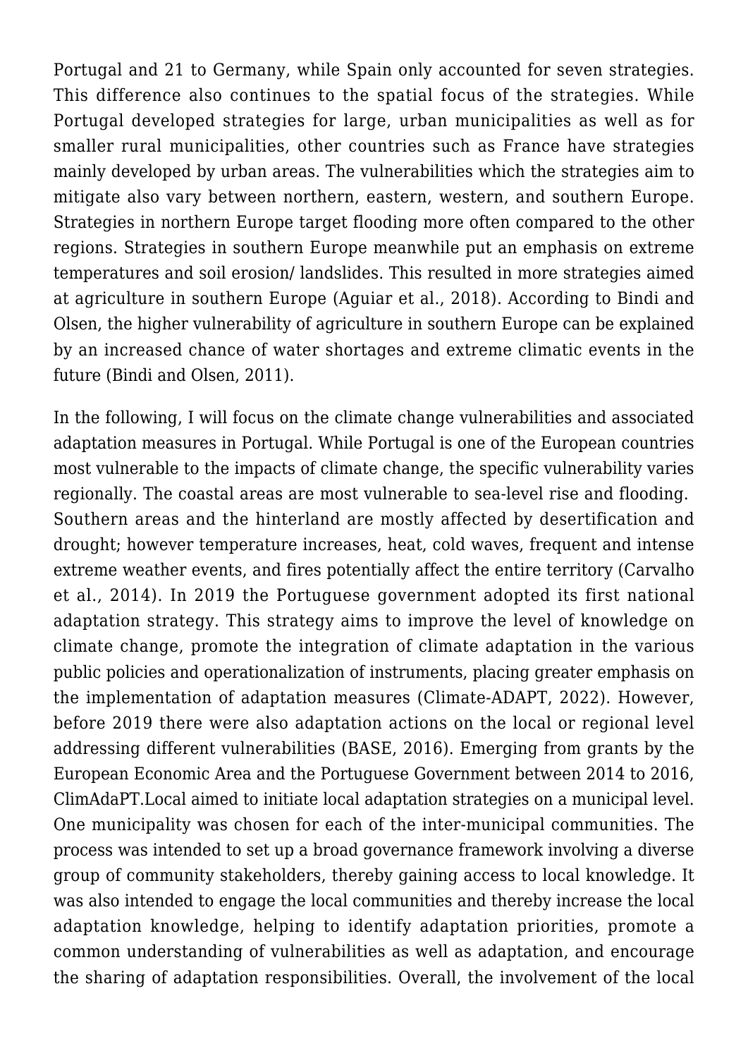Portugal and 21 to Germany, while Spain only accounted for seven strategies. This difference also continues to the spatial focus of the strategies. While Portugal developed strategies for large, urban municipalities as well as for smaller rural municipalities, other countries such as France have strategies mainly developed by urban areas. The vulnerabilities which the strategies aim to mitigate also vary between northern, eastern, western, and southern Europe. Strategies in northern Europe target flooding more often compared to the other regions. Strategies in southern Europe meanwhile put an emphasis on extreme temperatures and soil erosion/ landslides. This resulted in more strategies aimed at agriculture in southern Europe (Aguiar et al., 2018). According to Bindi and Olsen, the higher vulnerability of agriculture in southern Europe can be explained by an increased chance of water shortages and extreme climatic events in the future (Bindi and Olsen, 2011).

In the following, I will focus on the climate change vulnerabilities and associated adaptation measures in Portugal. While Portugal is one of the European countries most vulnerable to the impacts of climate change, the specific vulnerability varies regionally. The coastal areas are most vulnerable to sea-level rise and flooding. Southern areas and the hinterland are mostly affected by desertification and drought; however temperature increases, heat, cold waves, frequent and intense extreme weather events, and fires potentially affect the entire territory (Carvalho et al., 2014). In 2019 the Portuguese government adopted its first national adaptation strategy. This strategy aims to improve the level of knowledge on climate change, promote the integration of climate adaptation in the various public policies and operationalization of instruments, placing greater emphasis on the implementation of adaptation measures (Climate-ADAPT, 2022). However, before 2019 there were also adaptation actions on the local or regional level addressing different vulnerabilities (BASE, 2016). Emerging from grants by the European Economic Area and the Portuguese Government between 2014 to 2016, ClimAdaPT.Local aimed to initiate local adaptation strategies on a municipal level. One municipality was chosen for each of the inter-municipal communities. The process was intended to set up a broad governance framework involving a diverse group of community stakeholders, thereby gaining access to local knowledge. It was also intended to engage the local communities and thereby increase the local adaptation knowledge, helping to identify adaptation priorities, promote a common understanding of vulnerabilities as well as adaptation, and encourage the sharing of adaptation responsibilities. Overall, the involvement of the local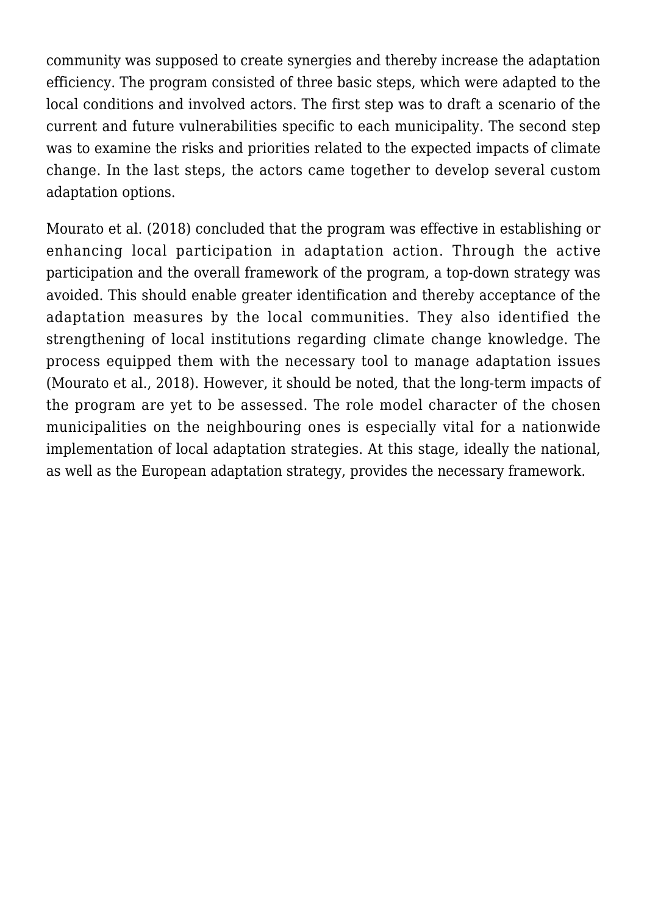community was supposed to create synergies and thereby increase the adaptation efficiency. The program consisted of three basic steps, which were adapted to the local conditions and involved actors. The first step was to draft a scenario of the current and future vulnerabilities specific to each municipality. The second step was to examine the risks and priorities related to the expected impacts of climate change. In the last steps, the actors came together to develop several custom adaptation options.

Mourato et al. (2018) concluded that the program was effective in establishing or enhancing local participation in adaptation action. Through the active participation and the overall framework of the program, a top-down strategy was avoided. This should enable greater identification and thereby acceptance of the adaptation measures by the local communities. They also identified the strengthening of local institutions regarding climate change knowledge. The process equipped them with the necessary tool to manage adaptation issues (Mourato et al., 2018). However, it should be noted, that the long-term impacts of the program are yet to be assessed. The role model character of the chosen municipalities on the neighbouring ones is especially vital for a nationwide implementation of local adaptation strategies. At this stage, ideally the national, as well as the European adaptation strategy, provides the necessary framework.